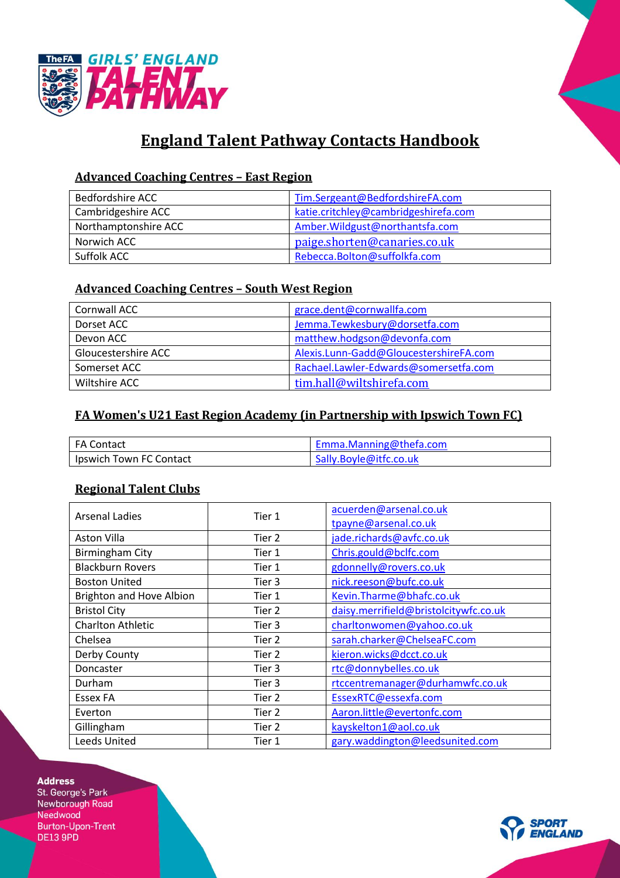# England Talent Pathway Contacts Handbook

## Advanced Coaching Centres – East Region

| | |
|---|---|
| Bedfordshire ACC | Tim.Sergeant@BedfordshireFA.com |
| Cambridgeshire ACC | katie.critchley@cambridgeshirefa.com |
| Northamptonshire ACC | Amber.Wildgust@northantsfa.com |
| Norwich ACC | paige.shorten@canaries.co.uk |
| Suffolk ACC | Rebecca.Bolton@suffolkfa.com |

## Advanced Coaching Centres – South West Region

| | |
|---|---|
| Cornwall ACC | grace.dent@cornwallfa.com |
| Dorset ACC | Jemma.Tewkesbury@dorsetfa.com |
| Devon ACC | matthew.hodgson@devonfa.com |
| Gloucestershire ACC | Alexis.Lunn-Gadd@GloucestershireFA.com |
| Somerset ACC | Rachael.Lawler-Edwards@somersetfa.com |
| Wiltshire ACC | tim.hall@wiltshirefa.com |

## FA Women's U21 East Region Academy (in Partnership with Ipswich Town FC)

| | |
|---|---|
| FA Contact | Emma.Manning@thefa.com |
| Ipswich Town FC Contact | Sally.Boyle@itfc.co.uk |

## Regional Talent Clubs

| | | |
|---|---|---|
| Arsenal Ladies | Tier 1 | acuerden@arsenal.co.uk<br>tpayne@arsenal.co.uk |
| Aston Villa | Tier 2 | jade.richards@avfc.co.uk |
| Birmingham City | Tier 1 | Chris.gould@bclfc.com |
| Blackburn Rovers | Tier 1 | gdonnelly@rovers.co.uk |
| Boston United | Tier 3 | nick.reeson@bufc.co.uk |
| Brighton and Hove Albion | Tier 1 | Kevin.Tharme@bhafc.co.uk |
| Bristol City | Tier 2 | daisy.merrifield@bristolcitywfc.co.uk |
| Charlton Athletic | Tier 3 | charltonwomen@yahoo.co.uk |
| Chelsea | Tier 2 | sarah.charker@ChelseaFC.com |
| Derby County | Tier 2 | kieron.wicks@dcct.co.uk |
| Doncaster | Tier 3 | rtc@donnybelles.co.uk |
| Durham | Tier 3 | rtccentremanager@durhamwfc.co.uk |
| Essex FA | Tier 2 | EssexRTC@essexfa.com |
| Everton | Tier 2 | Aaron.little@evertonfc.com |
| Gillingham | Tier 2 | kayskelton1@aol.co.uk |
| Leeds United | Tier 1 | gary.waddington@leedsunited.com |

**Address**
St. George's Park
Newborough Road
Needwood
Burton-Upon-Trent
DE13 9PD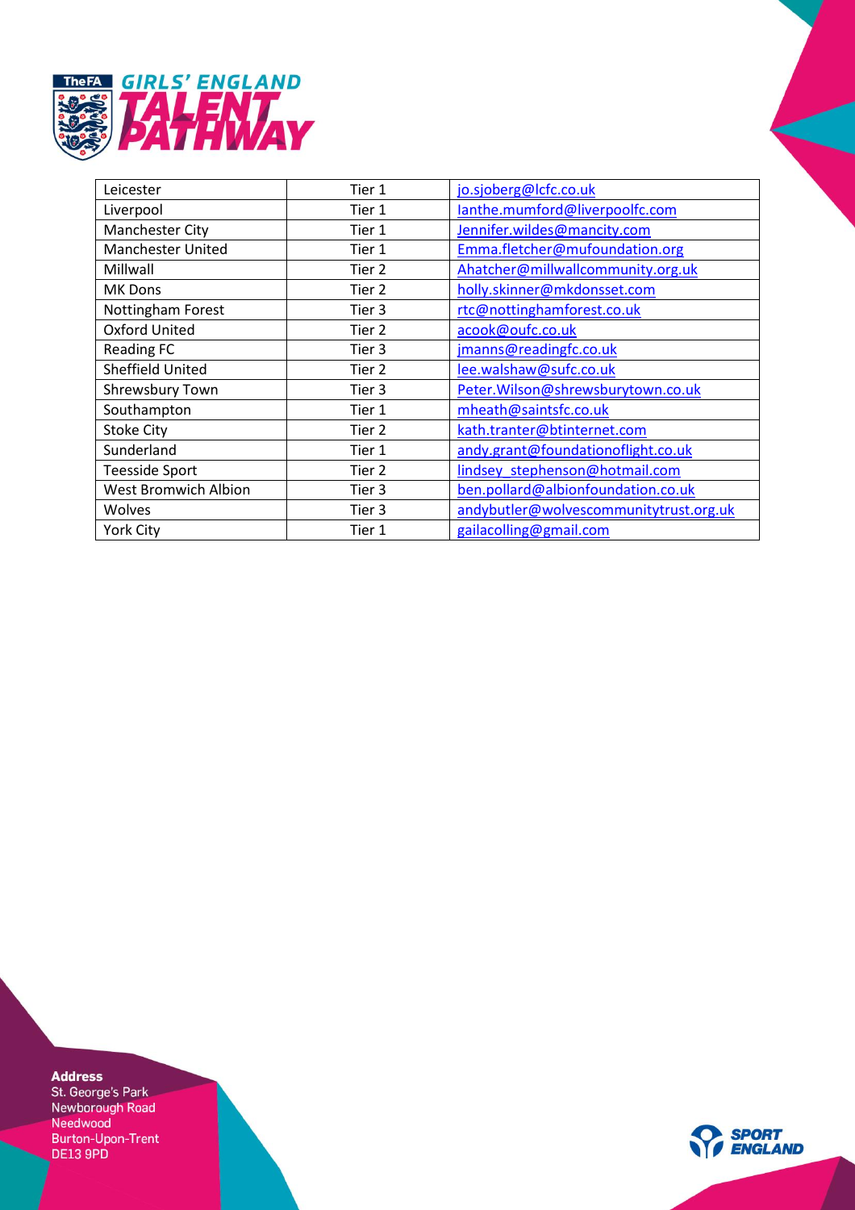| | | |
|---|---|---|
| Leicester | Tier 1 | jo.sjoberg@lcfc.co.uk |
| Liverpool | Tier 1 | Ianthe.mumford@liverpoolfc.com |
| Manchester City | Tier 1 | Jennifer.wildes@mancity.com |
| Manchester United | Tier 1 | Emma.fletcher@mufoundation.org |
| Millwall | Tier 2 | Ahatcher@millwallcommunity.org.uk |
| MK Dons | Tier 2 | holly.skinner@mkdonsset.com |
| Nottingham Forest | Tier 3 | rtc@nottinghamforest.co.uk |
| Oxford United | Tier 2 | acook@oufc.co.uk |
| Reading FC | Tier 3 | jmanns@readingfc.co.uk |
| Sheffield United | Tier 2 | lee.walshaw@sufc.co.uk |
| Shrewsbury Town | Tier 3 | Peter.Wilson@shrewsburytown.co.uk |
| Southampton | Tier 1 | mheath@saintsfc.co.uk |
| Stoke City | Tier 2 | kath.tranter@btinternet.com |
| Sunderland | Tier 1 | andy.grant@foundationoflight.co.uk |
| Teesside Sport | Tier 2 | lindsey_stephenson@hotmail.com |
| West Bromwich Albion | Tier 3 | ben.pollard@albionfoundation.co.uk |
| Wolves | Tier 3 | andybutler@wolvescommunitytrust.org.uk |
| York City | Tier 1 | gailacolling@gmail.com |

**Address**
St. George's Park
Newborough Road
Needwood
Burton-Upon-Trent
DE13 9PD